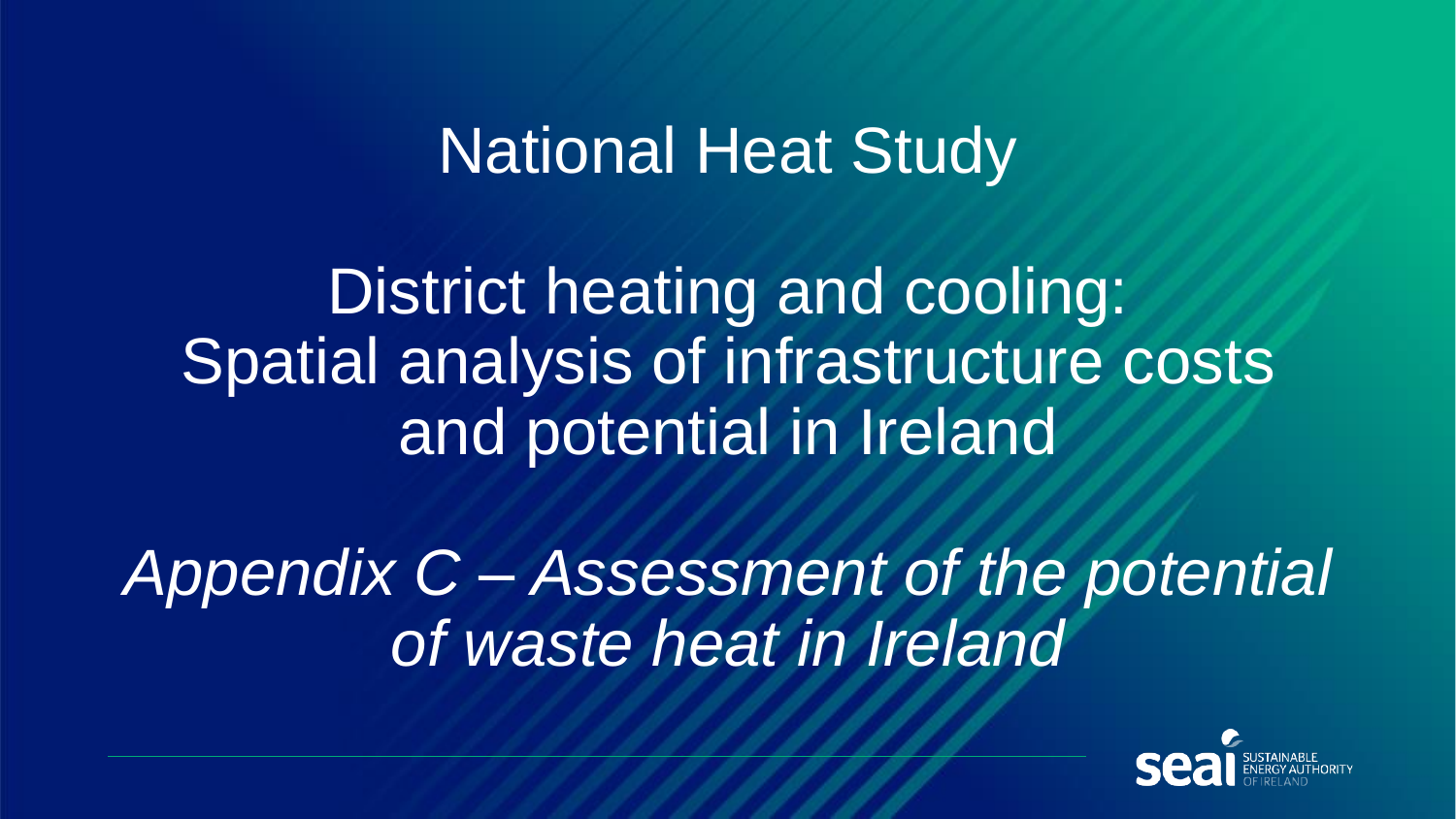# National Heat Study

## District heating and cooling: Spatial analysis of infrastructure costs and potential in Ireland

### *Appendix C – Assessment of the potential of waste heat in Ireland*

SEAI SUSTAINABLE ENERGY AUTHORITY OF IRELAND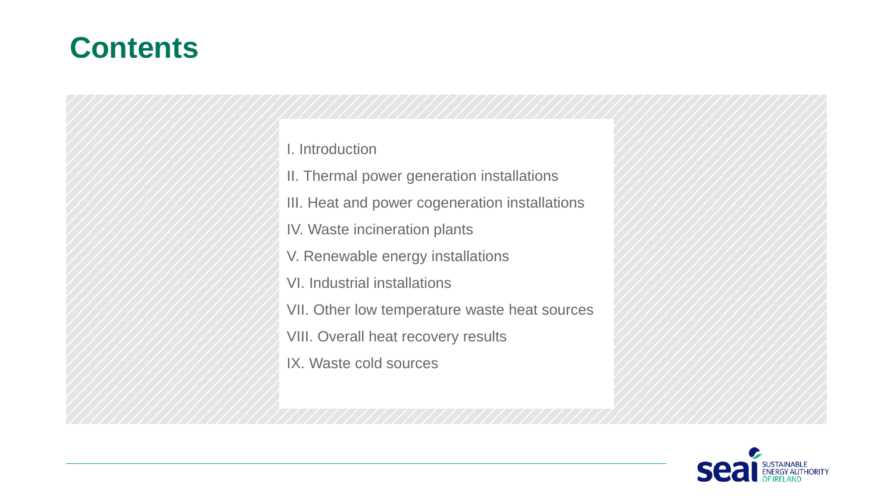# Contents

I. Introduction

II. Thermal power generation installations

III. Heat and power cogeneration installations

IV. Waste incineration plants

V. Renewable energy installations

VI. Industrial installations

VII. Other low temperature waste heat sources

VIII. Overall heat recovery results

IX. Waste cold sources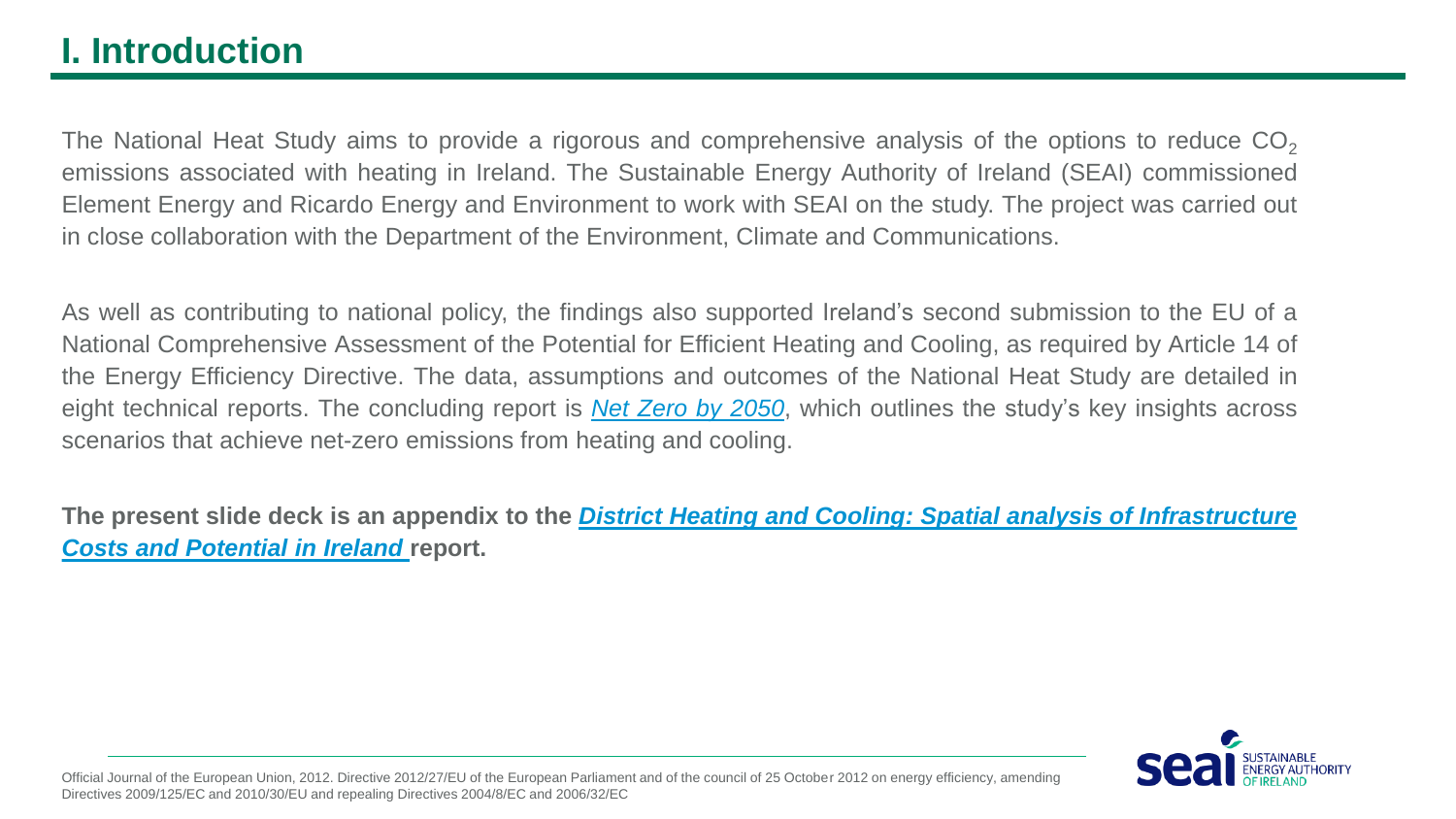# I. Introduction

The National Heat Study aims to provide a rigorous and comprehensive analysis of the options to reduce $CO_2$ emissions associated with heating in Ireland. The Sustainable Energy Authority of Ireland (SEAI) commissioned Element Energy and Ricardo Energy and Environment to work with SEAI on the study. The project was carried out in close collaboration with the Department of the Environment, Climate and Communications.

As well as contributing to national policy, the findings also supported Ireland's second submission to the EU of a National Comprehensive Assessment of the Potential for Efficient Heating and Cooling, as required by Article 14 of the Energy Efficiency Directive. The data, assumptions and outcomes of the National Heat Study are detailed in eight technical reports. The concluding report is *Net Zero by 2050*, which outlines the study's key insights across scenarios that achieve net-zero emissions from heating and cooling.

**The present slide deck is an appendix to the *District Heating and Cooling: Spatial analysis of Infrastructure Costs and Potential in Ireland* report.**

Official Journal of the European Union, 2012. Directive 2012/27/EU of the European Parliament and of the council of 25 October 2012 on energy efficiency, amending Directives 2009/125/EC and 2010/30/EU and repealing Directives 2004/8/EC and 2006/32/EC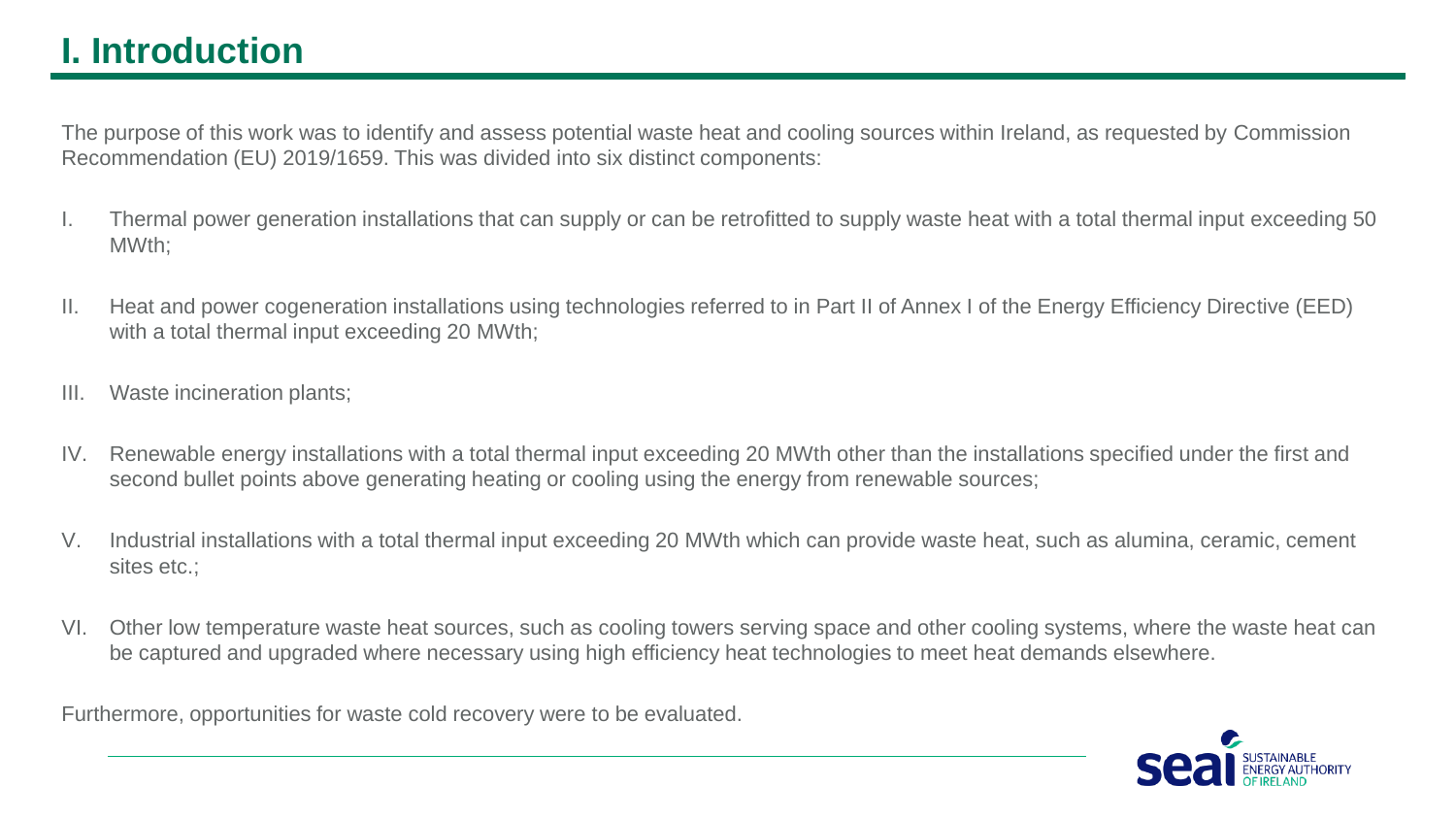# I. Introduction

The purpose of this work was to identify and assess potential waste heat and cooling sources within Ireland, as requested by Commission Recommendation (EU) 2019/1659. This was divided into six distinct components:

I. Thermal power generation installations that can supply or can be retrofitted to supply waste heat with a total thermal input exceeding 50 MWth;

II. Heat and power cogeneration installations using technologies referred to in Part II of Annex I of the Energy Efficiency Directive (EED) with a total thermal input exceeding 20 MWth;

III. Waste incineration plants;

IV. Renewable energy installations with a total thermal input exceeding 20 MWth other than the installations specified under the first and second bullet points above generating heating or cooling using the energy from renewable sources;

V. Industrial installations with a total thermal input exceeding 20 MWth which can provide waste heat, such as alumina, ceramic, cement sites etc.;

VI. Other low temperature waste heat sources, such as cooling towers serving space and other cooling systems, where the waste heat can be captured and upgraded where necessary using high efficiency heat technologies to meet heat demands elsewhere.

Furthermore, opportunities for waste cold recovery were to be evaluated.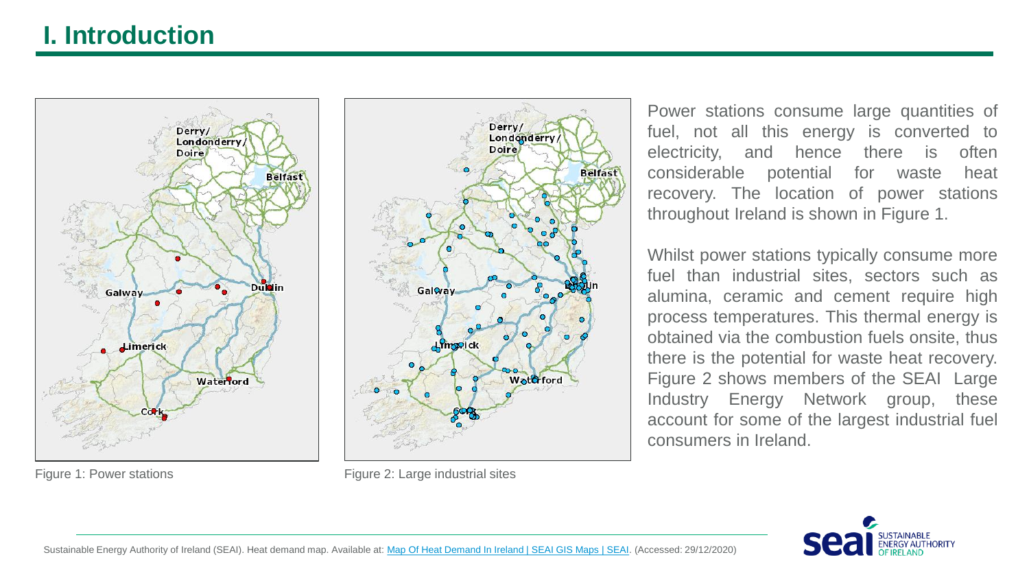# I. Introduction

Figure 1: Power stations

Figure 2: Large industrial sites

Power stations consume large quantities of fuel, not all this energy is converted to electricity, and hence there is often considerable potential for waste heat recovery. The location of power stations throughout Ireland is shown in Figure 1.

Whilst power stations typically consume more fuel than industrial sites, sectors such as alumina, ceramic and cement require high process temperatures. This thermal energy is obtained via the combustion fuels onsite, thus there is the potential for waste heat recovery. Figure 2 shows members of the SEAI Large Industry Energy Network group, these account for some of the largest industrial fuel consumers in Ireland.

Sustainable Energy Authority of Ireland (SEAI). Heat demand map. Available at: [Map Of Heat Demand In Ireland | SEAI GIS Maps | SEAI](). (Accessed: 29/12/2020)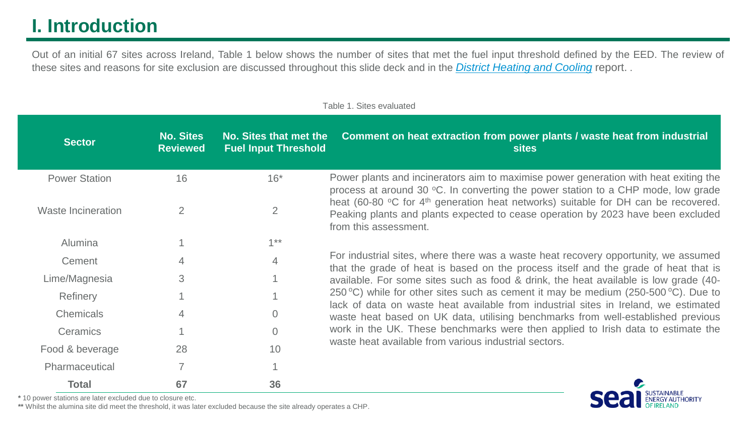# I. Introduction

Out of an initial 67 sites across Ireland, Table 1 below shows the number of sites that met the fuel input threshold defined by the EED. The review of these sites and reasons for site exclusion are discussed throughout this slide deck and in the *District Heating and Cooling* report. .

Table 1. Sites evaluated

| Sector | No. Sites Reviewed | No. Sites that met the Fuel Input Threshold | Comment on heat extraction from power plants / waste heat from industrial sites |
|---|---|---|---|
| Power Station | 16 | 16* | Power plants and incinerators aim to maximise power generation with heat exiting the process at around 30 °C. In converting the power station to a CHP mode, low grade heat (60-80 °C for 4th generation heat networks) suitable for DH can be recovered. Peaking plants and plants expected to cease operation by 2023 have been excluded from this assessment. |
| Waste Incineration | 2 | 2 | |
| Alumina | 1 | 1** | For industrial sites, where there was a waste heat recovery opportunity, we assumed that the grade of heat is based on the process itself and the grade of heat that is available. For some sites such as food & drink, the heat available is low grade (40-250 °C) while for other sites such as cement it may be medium (250-500 °C). Due to lack of data on waste heat available from industrial sites in Ireland, we estimated waste heat based on UK data, utilising benchmarks from well-established previous work in the UK. These benchmarks were then applied to Irish data to estimate the waste heat available from various industrial sectors. |
| Cement | 4 | 4 | |
| Lime/Magnesia | 3 | 1 | |
| Refinery | 1 | 1 | |
| Chemicals | 4 | 0 | |
| Ceramics | 1 | 0 | |
| Food & beverage | 28 | 10 | |
| Pharmaceutical | 7 | 1 | |
| **Total** | **67** | **36** | |

**\*** 10 power stations are later excluded due to closure etc.

**\*\*** Whilst the alumina site did meet the threshold, it was later excluded because the site already operates a CHP.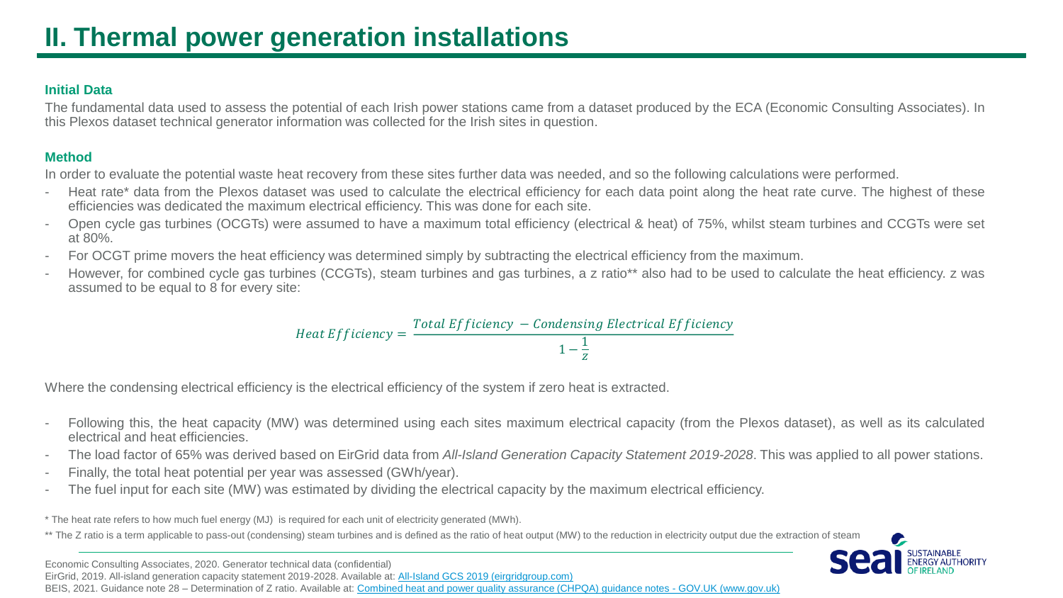# II. Thermal power generation installations

**Initial Data**

The fundamental data used to assess the potential of each Irish power stations came from a dataset produced by the ECA (Economic Consulting Associates). In this Plexos dataset technical generator information was collected for the Irish sites in question.

**Method**

In order to evaluate the potential waste heat recovery from these sites further data was needed, and so the following calculations were performed.

- Heat rate* data from the Plexos dataset was used to calculate the electrical efficiency for each data point along the heat rate curve. The highest of these efficiencies was dedicated the maximum electrical efficiency. This was done for each site.
- Open cycle gas turbines (OCGTs) were assumed to have a maximum total efficiency (electrical & heat) of 75%, whilst steam turbines and CCGTs were set at 80%.
- For OCGT prime movers the heat efficiency was determined simply by subtracting the electrical efficiency from the maximum.
- However, for combined cycle gas turbines (CCGTs), steam turbines and gas turbines, a z ratio** also had to be used to calculate the heat efficiency. z was assumed to be equal to 8 for every site:

$$Heat\ Efficiency = \frac{Total\ Efficiency\ -\ Condensing\ Electrical\ Efficiency}{1 - \frac{1}{z}}$$

Where the condensing electrical efficiency is the electrical efficiency of the system if zero heat is extracted.

- Following this, the heat capacity (MW) was determined using each sites maximum electrical capacity (from the Plexos dataset), as well as its calculated electrical and heat efficiencies.
- The load factor of 65% was derived based on EirGrid data from *All-Island Generation Capacity Statement 2019-2028*. This was applied to all power stations.
- Finally, the total heat potential per year was assessed (GWh/year).
- The fuel input for each site (MW) was estimated by dividing the electrical capacity by the maximum electrical efficiency.

* The heat rate refers to how much fuel energy (MJ) is required for each unit of electricity generated (MWh).

** The Z ratio is a term applicable to pass-out (condensing) steam turbines and is defined as the ratio of heat output (MW) to the reduction in electricity output due the extraction of steam

Economic Consulting Associates, 2020. Generator technical data (confidential)

EirGrid, 2019. All-island generation capacity statement 2019-2028. Available at: All-Island GCS 2019 (eirgridgroup.com)

BEIS, 2021. Guidance note 28 – Determination of Z ratio. Available at: Combined heat and power quality assurance (CHPQA) guidance notes - GOV.UK (www.gov.uk)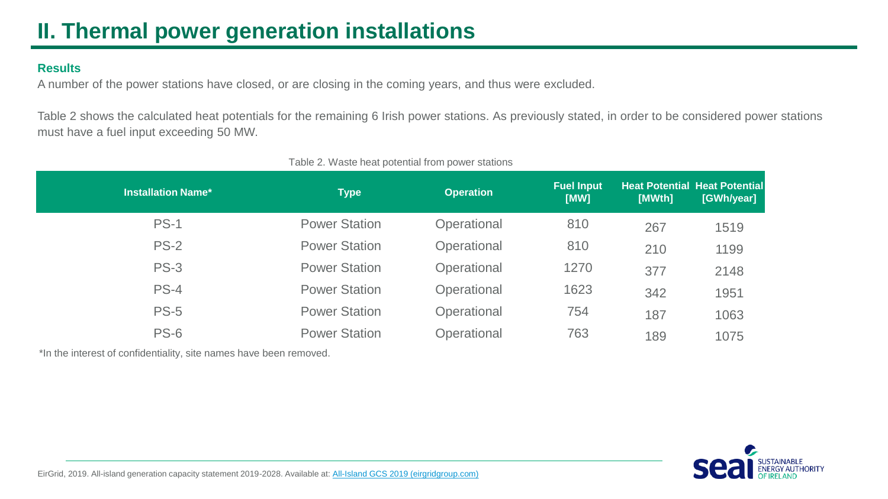# II. Thermal power generation installations

### Results

A number of the power stations have closed, or are closing in the coming years, and thus were excluded.

Table 2 shows the calculated heat potentials for the remaining 6 Irish power stations. As previously stated, in order to be considered power stations must have a fuel input exceeding 50 MW.

Table 2. Waste heat potential from power stations

| Installation Name* | Type | Operation | Fuel Input [MW] | Heat Potential [MWth] | Heat Potential [GWh/year] |
|---|---|---|---|---|---|
| PS-1 | Power Station | Operational | 810 | 267 | 1519 |
| PS-2 | Power Station | Operational | 810 | 210 | 1199 |
| PS-3 | Power Station | Operational | 1270 | 377 | 2148 |
| PS-4 | Power Station | Operational | 1623 | 342 | 1951 |
| PS-5 | Power Station | Operational | 754 | 187 | 1063 |
| PS-6 | Power Station | Operational | 763 | 189 | 1075 |

*In the interest of confidentiality, site names have been removed.

EirGrid, 2019. All-island generation capacity statement 2019-2028. Available at: [All-Island GCS 2019 (eirgridgroup.com)](All-Island GCS 2019 (eirgridgroup.com))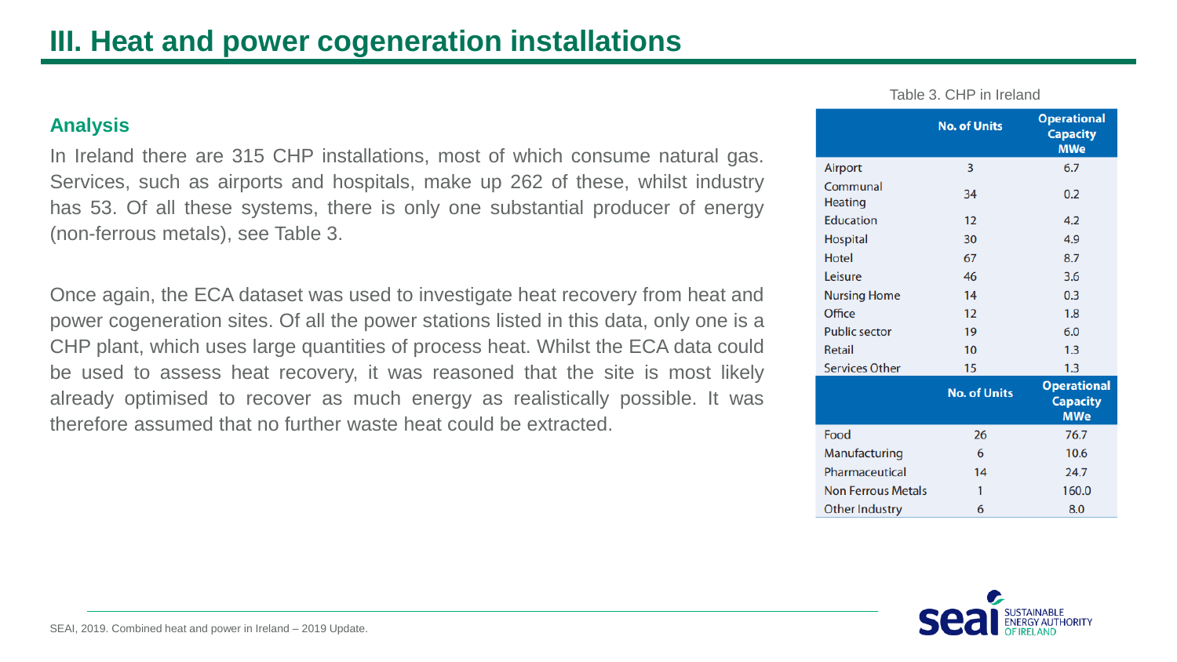# III. Heat and power cogeneration installations

## Analysis

In Ireland there are 315 CHP installations, most of which consume natural gas. Services, such as airports and hospitals, make up 262 of these, whilst industry has 53. Of all these systems, there is only one substantial producer of energy (non-ferrous metals), see Table 3.

Once again, the ECA dataset was used to investigate heat recovery from heat and power cogeneration sites. Of all the power stations listed in this data, only one is a CHP plant, which uses large quantities of process heat. Whilst the ECA data could be used to assess heat recovery, it was reasoned that the site is most likely already optimised to recover as much energy as realistically possible. It was therefore assumed that no further waste heat could be extracted.

Table 3. CHP in Ireland

| | No. of Units | Operational Capacity MWe |
|---|---|---|
| Airport | 3 | 6.7 |
| Communal Heating | 34 | 0.2 |
| Education | 12 | 4.2 |
| Hospital | 30 | 4.9 |
| Hotel | 67 | 8.7 |
| Leisure | 46 | 3.6 |
| Nursing Home | 14 | 0.3 |
| Office | 12 | 1.8 |
| Public sector | 19 | 6.0 |
| Retail | 10 | 1.3 |
| Services Other | 15 | 1.3 |
| | **No. of Units** | **Operational Capacity MWe** |
| Food | 26 | 76.7 |
| Manufacturing | 6 | 10.6 |
| Pharmaceutical | 14 | 24.7 |
| Non Ferrous Metals | 1 | 160.0 |
| Other Industry | 6 | 8.0 |

SEAI, 2019. Combined heat and power in Ireland – 2019 Update.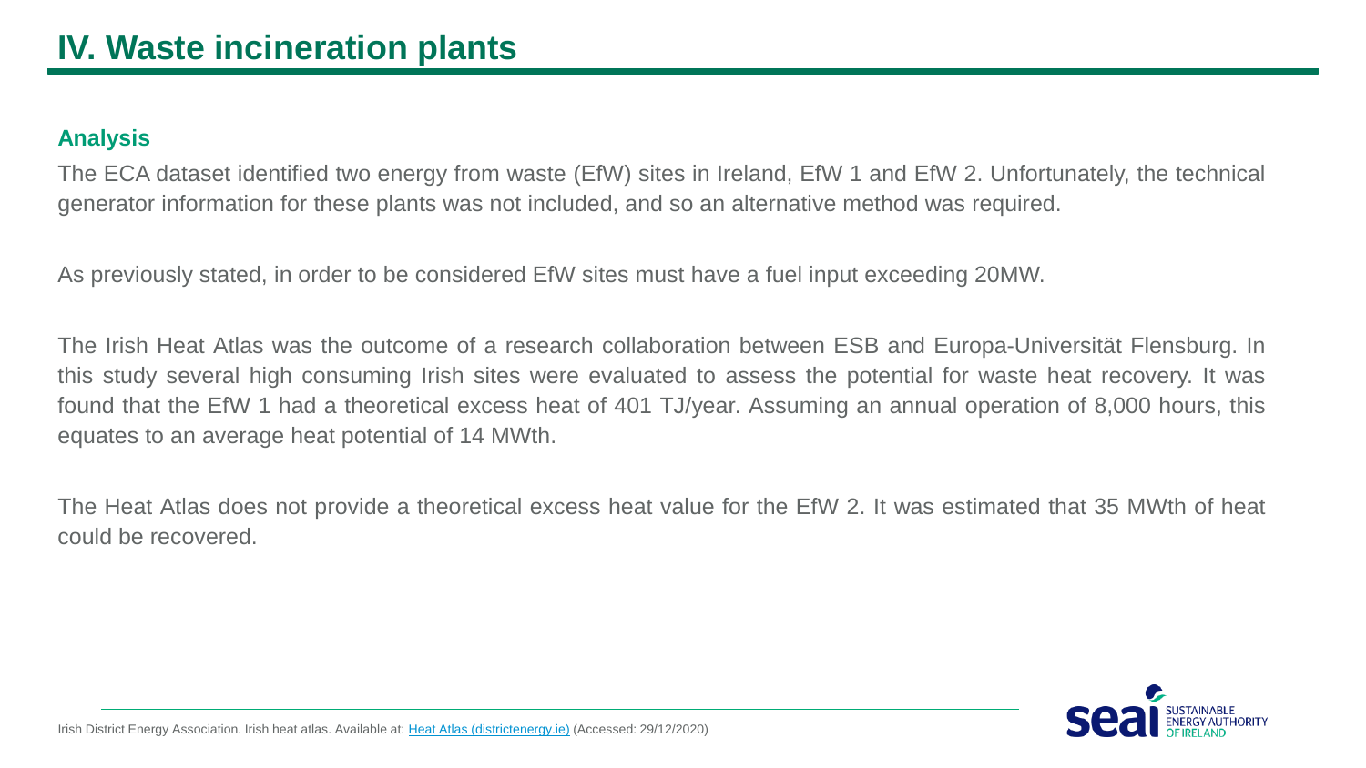# IV. Waste incineration plants

## Analysis

The ECA dataset identified two energy from waste (EfW) sites in Ireland, EfW 1 and EfW 2. Unfortunately, the technical generator information for these plants was not included, and so an alternative method was required.

As previously stated, in order to be considered EfW sites must have a fuel input exceeding 20MW.

The Irish Heat Atlas was the outcome of a research collaboration between ESB and Europa-Universität Flensburg. In this study several high consuming Irish sites were evaluated to assess the potential for waste heat recovery. It was found that the EfW 1 had a theoretical excess heat of 401 TJ/year. Assuming an annual operation of 8,000 hours, this equates to an average heat potential of 14 MWth.

The Heat Atlas does not provide a theoretical excess heat value for the EfW 2. It was estimated that 35 MWth of heat could be recovered.

Irish District Energy Association. Irish heat atlas. Available at: [Heat Atlas (districtenergy.ie)](https://www.districtenergy.ie) (Accessed: 29/12/2020)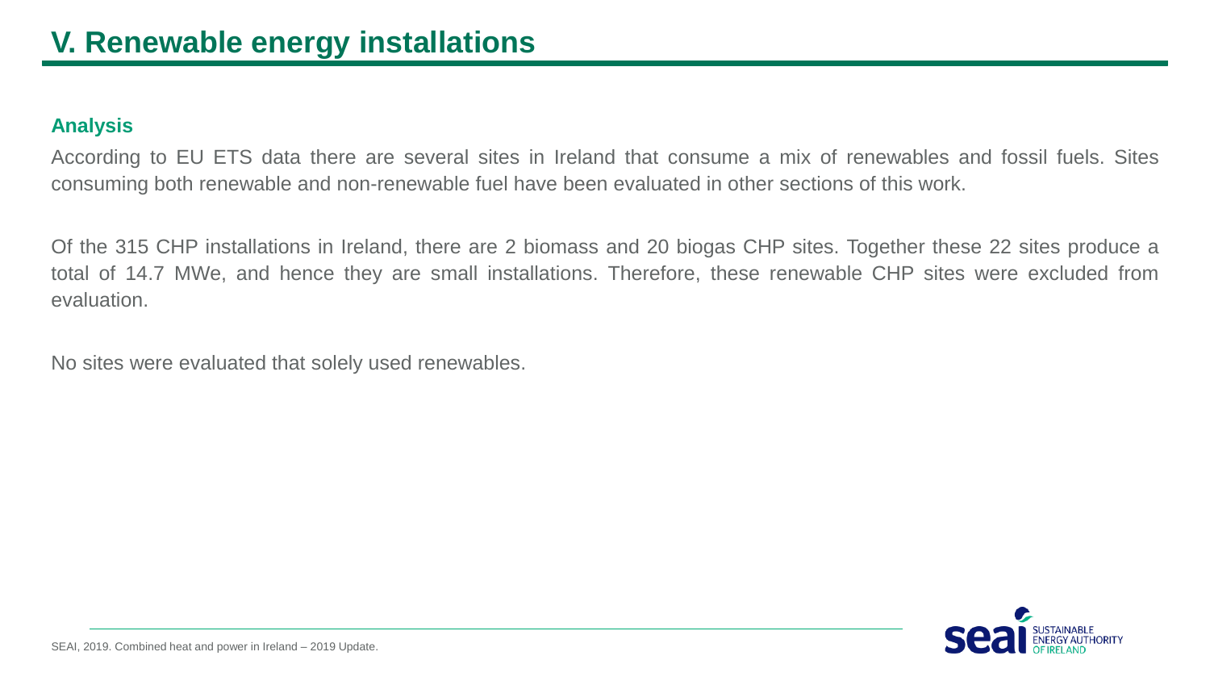# V. Renewable energy installations

### Analysis

According to EU ETS data there are several sites in Ireland that consume a mix of renewables and fossil fuels. Sites consuming both renewable and non-renewable fuel have been evaluated in other sections of this work.

Of the 315 CHP installations in Ireland, there are 2 biomass and 20 biogas CHP sites. Together these 22 sites produce a total of 14.7 MWe, and hence they are small installations. Therefore, these renewable CHP sites were excluded from evaluation.

No sites were evaluated that solely used renewables.

SEAI, 2019. Combined heat and power in Ireland – 2019 Update.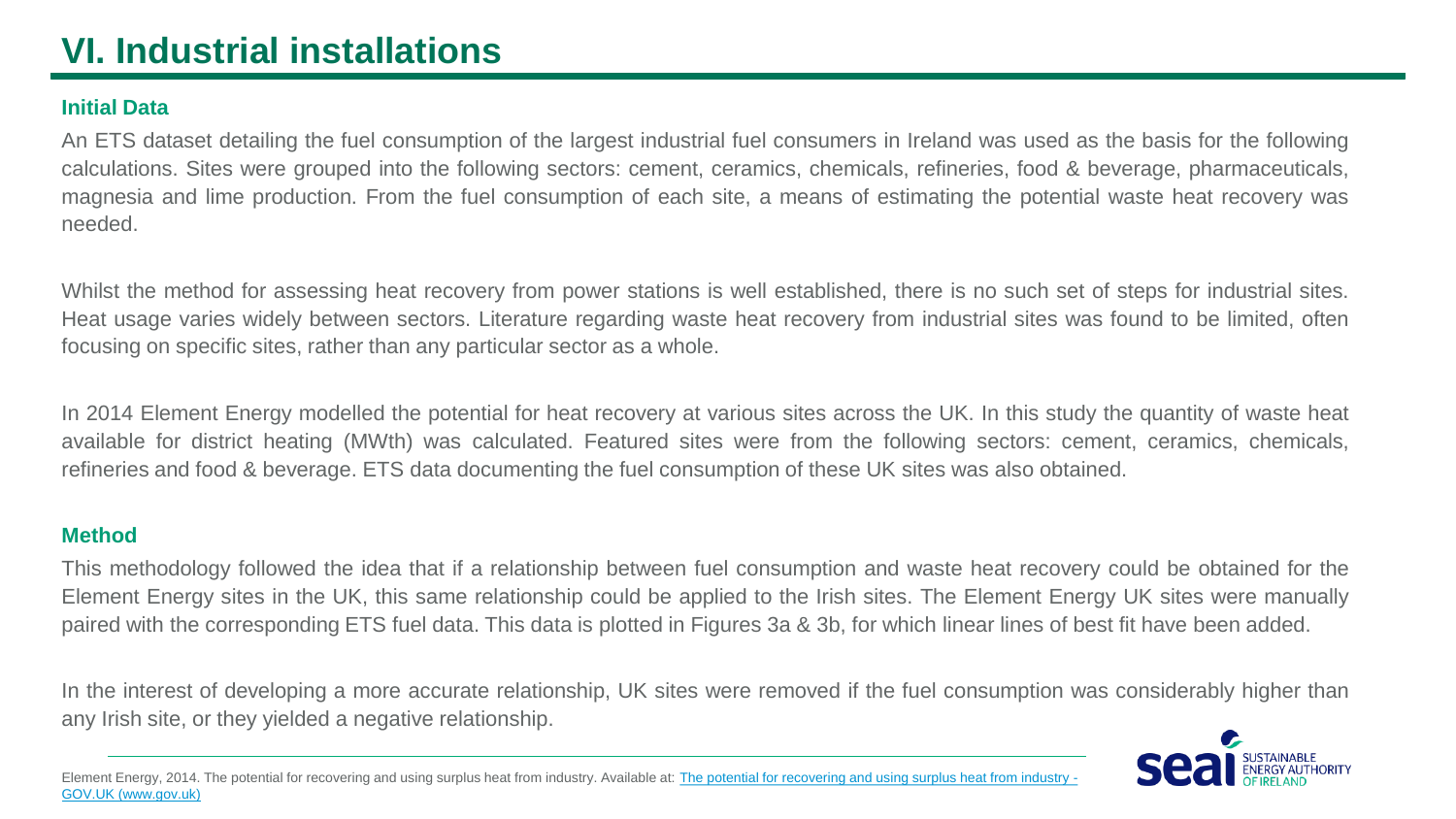# VI. Industrial installations

## Initial Data

An ETS dataset detailing the fuel consumption of the largest industrial fuel consumers in Ireland was used as the basis for the following calculations. Sites were grouped into the following sectors: cement, ceramics, chemicals, refineries, food & beverage, pharmaceuticals, magnesia and lime production. From the fuel consumption of each site, a means of estimating the potential waste heat recovery was needed.

Whilst the method for assessing heat recovery from power stations is well established, there is no such set of steps for industrial sites. Heat usage varies widely between sectors. Literature regarding waste heat recovery from industrial sites was found to be limited, often focusing on specific sites, rather than any particular sector as a whole.

In 2014 Element Energy modelled the potential for heat recovery at various sites across the UK. In this study the quantity of waste heat available for district heating (MWth) was calculated. Featured sites were from the following sectors: cement, ceramics, chemicals, refineries and food & beverage. ETS data documenting the fuel consumption of these UK sites was also obtained.

## Method

This methodology followed the idea that if a relationship between fuel consumption and waste heat recovery could be obtained for the Element Energy sites in the UK, this same relationship could be applied to the Irish sites. The Element Energy UK sites were manually paired with the corresponding ETS fuel data. This data is plotted in Figures 3a & 3b, for which linear lines of best fit have been added.

In the interest of developing a more accurate relationship, UK sites were removed if the fuel consumption was considerably higher than any Irish site, or they yielded a negative relationship.

---

Element Energy, 2014. The potential for recovering and using surplus heat from industry. Available at: [The potential for recovering and using surplus heat from industry - GOV.UK (www.gov.uk)](https://www.gov.uk)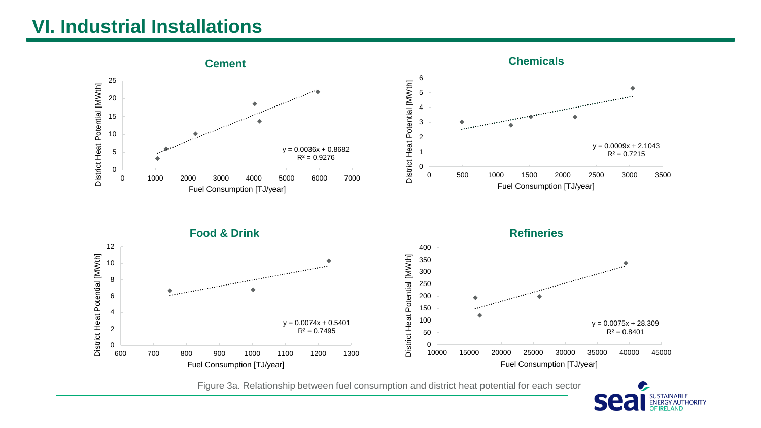# VI. Industrial Installations

**Cement**

$y = 0.0036x + 0.8682$
$R^2 = 0.9276$

**Chemicals**

$y = 0.0009x + 2.1043$
$R^2 = 0.7215$

**Food & Drink**

$y = 0.0074x + 0.5401$
$R^2 = 0.7495$

**Refineries**

$y = 0.0075x + 28.309$
$R^2 = 0.8401$

Figure 3a. Relationship between fuel consumption and district heat potential for each sector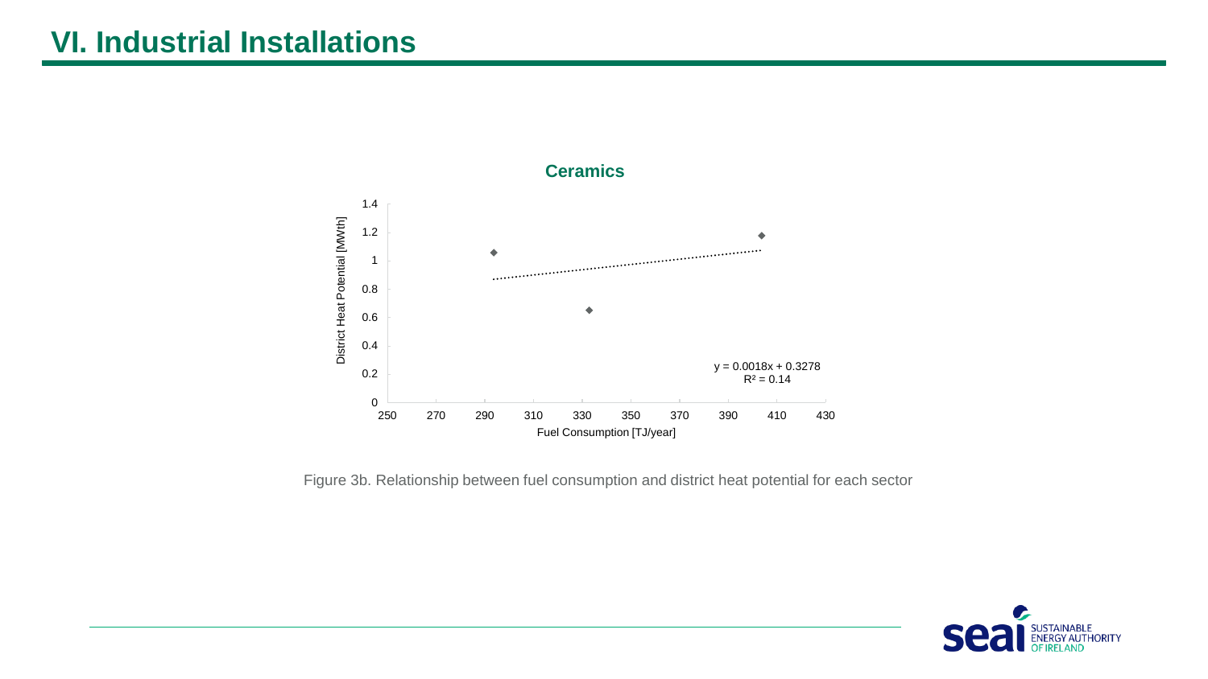# VI. Industrial Installations

**Ceramics**

District Heat Potential [MWth]

$y = 0.0018x + 0.3278$
$R^2 = 0.14$

Fuel Consumption [TJ/year]

Figure 3b. Relationship between fuel consumption and district heat potential for each sector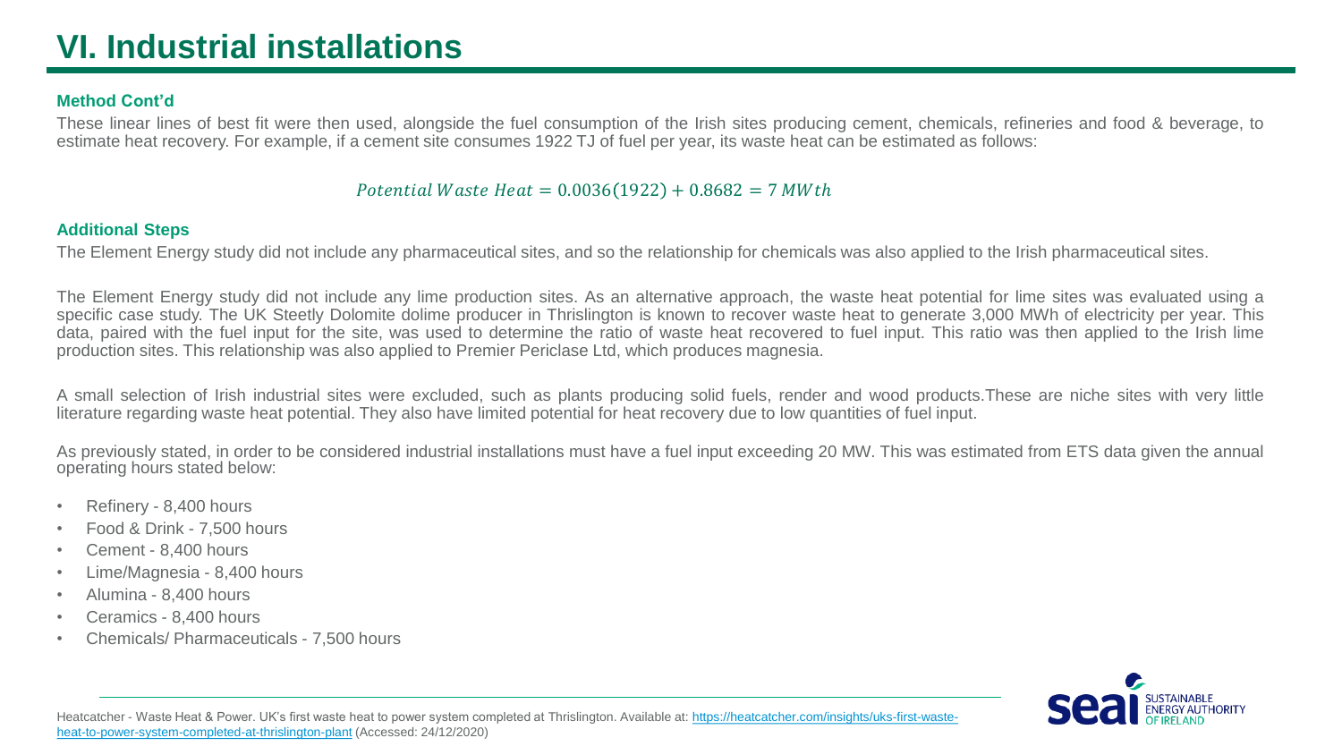# VI. Industrial installations

### Method Cont'd

These linear lines of best fit were then used, alongside the fuel consumption of the Irish sites producing cement, chemicals, refineries and food & beverage, to estimate heat recovery. For example, if a cement site consumes 1922 TJ of fuel per year, its waste heat can be estimated as follows:

$$Potential\ Waste\ Heat = 0.0036(1922) + 0.8682 = 7\ MWth$$

### Additional Steps

The Element Energy study did not include any pharmaceutical sites, and so the relationship for chemicals was also applied to the Irish pharmaceutical sites.

The Element Energy study did not include any lime production sites. As an alternative approach, the waste heat potential for lime sites was evaluated using a specific case study. The UK Steetly Dolomite dolime producer in Thrislington is known to recover waste heat to generate 3,000 MWh of electricity per year. This data, paired with the fuel input for the site, was used to determine the ratio of waste heat recovered to fuel input. This ratio was then applied to the Irish lime production sites. This relationship was also applied to Premier Periclase Ltd, which produces magnesia.

A small selection of Irish industrial sites were excluded, such as plants producing solid fuels, render and wood products.These are niche sites with very little literature regarding waste heat potential. They also have limited potential for heat recovery due to low quantities of fuel input.

As previously stated, in order to be considered industrial installations must have a fuel input exceeding 20 MW. This was estimated from ETS data given the annual operating hours stated below:

- Refinery - 8,400 hours
- Food & Drink - 7,500 hours
- Cement - 8,400 hours
- Lime/Magnesia - 8,400 hours
- Alumina - 8,400 hours
- Ceramics - 8,400 hours
- Chemicals/ Pharmaceuticals - 7,500 hours

Heatcatcher - Waste Heat & Power. UK's first waste heat to power system completed at Thrislington. Available at: https://heatcatcher.com/insights/uks-first-waste-heat-to-power-system-completed-at-thrislington-plant (Accessed: 24/12/2020)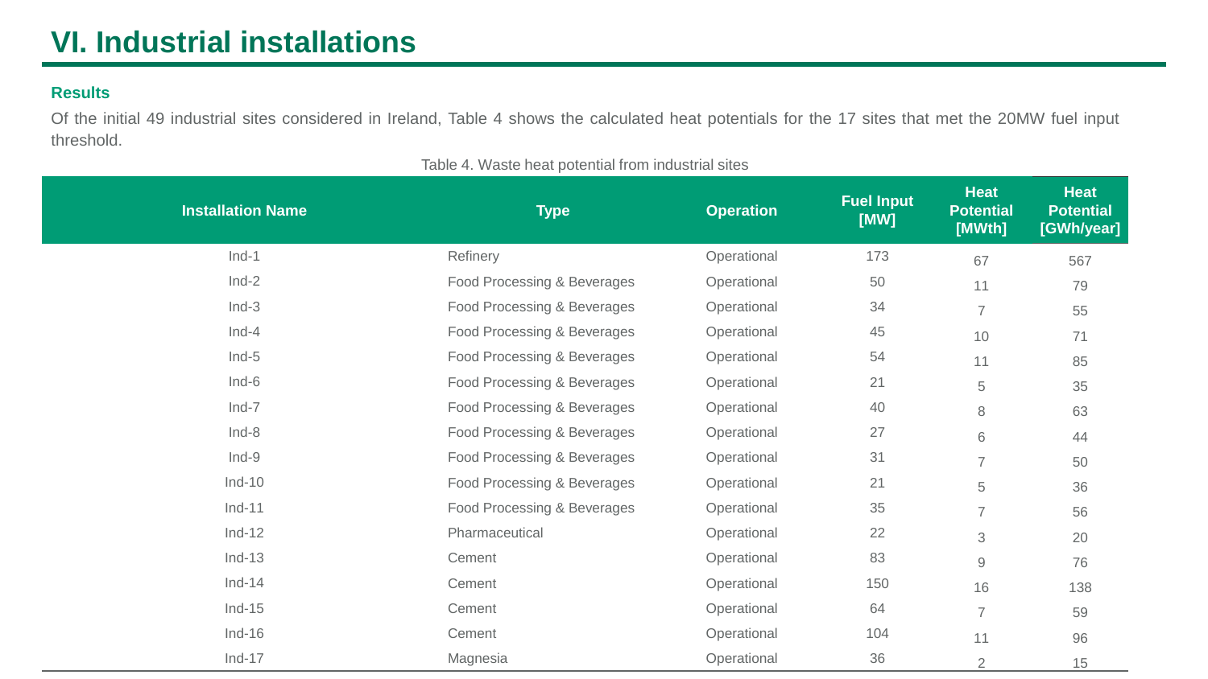# VI. Industrial installations

### Results

Of the initial 49 industrial sites considered in Ireland, Table 4 shows the calculated heat potentials for the 17 sites that met the 20MW fuel input threshold.

Table 4. Waste heat potential from industrial sites

| Installation Name | Type | Operation | Fuel Input [MW] | Heat Potential [MWth] | Heat Potential [GWh/year] |
|---|---|---|---|---|---|
| Ind-1 | Refinery | Operational | 173 | 67 | 567 |
| Ind-2 | Food Processing & Beverages | Operational | 50 | 11 | 79 |
| Ind-3 | Food Processing & Beverages | Operational | 34 | 7 | 55 |
| Ind-4 | Food Processing & Beverages | Operational | 45 | 10 | 71 |
| Ind-5 | Food Processing & Beverages | Operational | 54 | 11 | 85 |
| Ind-6 | Food Processing & Beverages | Operational | 21 | 5 | 35 |
| Ind-7 | Food Processing & Beverages | Operational | 40 | 8 | 63 |
| Ind-8 | Food Processing & Beverages | Operational | 27 | 6 | 44 |
| Ind-9 | Food Processing & Beverages | Operational | 31 | 7 | 50 |
| Ind-10 | Food Processing & Beverages | Operational | 21 | 5 | 36 |
| Ind-11 | Food Processing & Beverages | Operational | 35 | 7 | 56 |
| Ind-12 | Pharmaceutical | Operational | 22 | 3 | 20 |
| Ind-13 | Cement | Operational | 83 | 9 | 76 |
| Ind-14 | Cement | Operational | 150 | 16 | 138 |
| Ind-15 | Cement | Operational | 64 | 7 | 59 |
| Ind-16 | Cement | Operational | 104 | 11 | 96 |
| Ind-17 | Magnesia | Operational | 36 | 2 | 15 |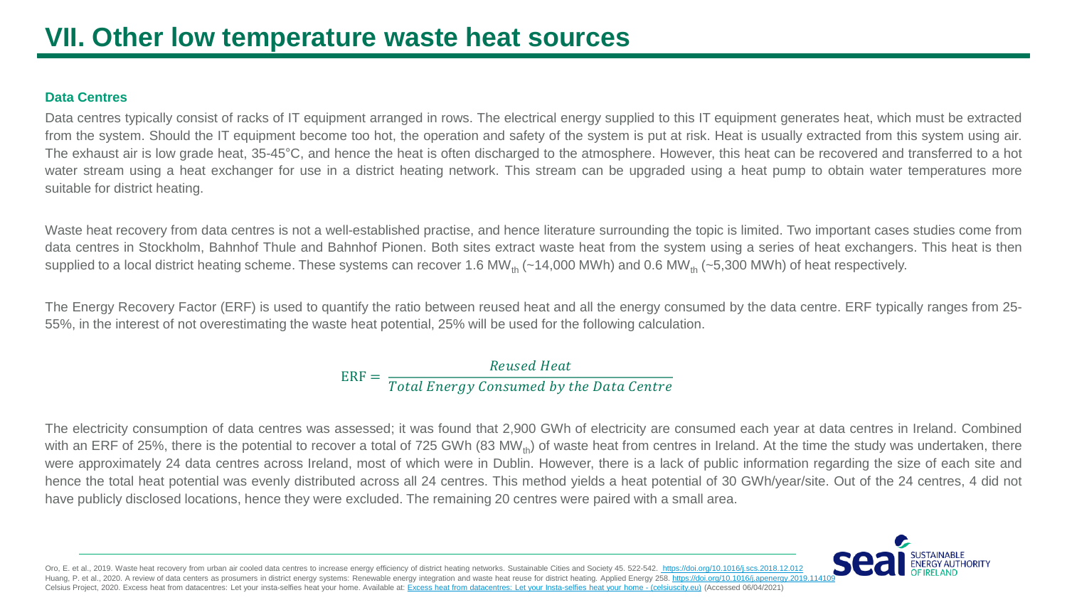# VII. Other low temperature waste heat sources

### Data Centres

Data centres typically consist of racks of IT equipment arranged in rows. The electrical energy supplied to this IT equipment generates heat, which must be extracted from the system. Should the IT equipment become too hot, the operation and safety of the system is put at risk. Heat is usually extracted from this system using air. The exhaust air is low grade heat, 35-45°C, and hence the heat is often discharged to the atmosphere. However, this heat can be recovered and transferred to a hot water stream using a heat exchanger for use in a district heating network. This stream can be upgraded using a heat pump to obtain water temperatures more suitable for district heating.

Waste heat recovery from data centres is not a well-established practise, and hence literature surrounding the topic is limited. Two important cases studies come from data centres in Stockholm, Bahnhof Thule and Bahnhof Pionen. Both sites extract waste heat from the system using a series of heat exchangers. This heat is then supplied to a local district heating scheme. These systems can recover 1.6 $MW_{th}$ (~14,000 MWh) and 0.6 $MW_{th}$ (~5,300 MWh) of heat respectively.

The Energy Recovery Factor (ERF) is used to quantify the ratio between reused heat and all the energy consumed by the data centre. ERF typically ranges from 25-55%, in the interest of not overestimating the waste heat potential, 25% will be used for the following calculation.

$$\mathrm{ERF} = \frac{\textit{Reused Heat}}{\textit{Total Energy Consumed by the Data Centre}}$$

The electricity consumption of data centres was assessed; it was found that 2,900 GWh of electricity are consumed each year at data centres in Ireland. Combined with an ERF of 25%, there is the potential to recover a total of 725 GWh (83 $MW_{th}$) of waste heat from centres in Ireland. At the time the study was undertaken, there were approximately 24 data centres across Ireland, most of which were in Dublin. However, there is a lack of public information regarding the size of each site and hence the total heat potential was evenly distributed across all 24 centres. This method yields a heat potential of 30 GWh/year/site. Out of the 24 centres, 4 did not have publicly disclosed locations, hence they were excluded. The remaining 20 centres were paired with a small area.

---

Oro, E. et al., 2019. Waste heat recovery from urban air cooled data centres to increase energy efficiency of district heating networks. Sustainable Cities and Society 45. 522-542. https://doi.org/10.1016/j.scs.2018.12.012
Huang, P. et al., 2020. A review of data centers as prosumers in district energy systems: Renewable energy integration and waste heat reuse for district heating. Applied Energy 258. https://doi.org/10.1016/j.apenergy.2019.114109
Celsius Project, 2020. Excess heat from datacentres: Let your insta-selfies heat your home. Available at: Excess heat from datacentres: Let your Insta-selfies heat your home - (celsiuscity.eu) (Accessed 06/04/2021)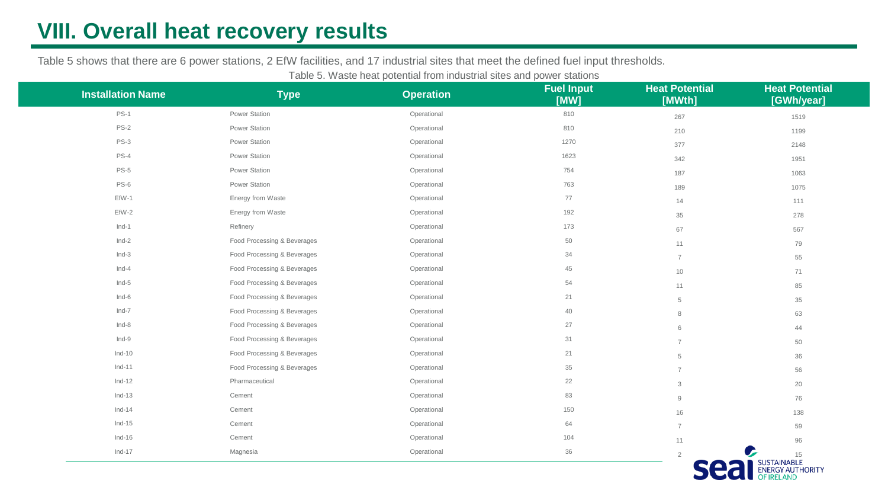# VIII. Overall heat recovery results

Table 5 shows that there are 6 power stations, 2 EfW facilities, and 17 industrial sites that meet the defined fuel input thresholds.

Table 5. Waste heat potential from industrial sites and power stations

| Installation Name | Type | Operation | Fuel Input [MW] | Heat Potential [MWth] | Heat Potential [GWh/year] |
|---|---|---|---|---|---|
| PS-1 | Power Station | Operational | 810 | 267 | 1519 |
| PS-2 | Power Station | Operational | 810 | 210 | 1199 |
| PS-3 | Power Station | Operational | 1270 | 377 | 2148 |
| PS-4 | Power Station | Operational | 1623 | 342 | 1951 |
| PS-5 | Power Station | Operational | 754 | 187 | 1063 |
| PS-6 | Power Station | Operational | 763 | 189 | 1075 |
| EfW-1 | Energy from Waste | Operational | 77 | 14 | 111 |
| EfW-2 | Energy from Waste | Operational | 192 | 35 | 278 |
| Ind-1 | Refinery | Operational | 173 | 67 | 567 |
| Ind-2 | Food Processing & Beverages | Operational | 50 | 11 | 79 |
| Ind-3 | Food Processing & Beverages | Operational | 34 | 7 | 55 |
| Ind-4 | Food Processing & Beverages | Operational | 45 | 10 | 71 |
| Ind-5 | Food Processing & Beverages | Operational | 54 | 11 | 85 |
| Ind-6 | Food Processing & Beverages | Operational | 21 | 5 | 35 |
| Ind-7 | Food Processing & Beverages | Operational | 40 | 8 | 63 |
| Ind-8 | Food Processing & Beverages | Operational | 27 | 6 | 44 |
| Ind-9 | Food Processing & Beverages | Operational | 31 | 7 | 50 |
| Ind-10 | Food Processing & Beverages | Operational | 21 | 5 | 36 |
| Ind-11 | Food Processing & Beverages | Operational | 35 | 7 | 56 |
| Ind-12 | Pharmaceutical | Operational | 22 | 3 | 20 |
| Ind-13 | Cement | Operational | 83 | 9 | 76 |
| Ind-14 | Cement | Operational | 150 | 16 | 138 |
| Ind-15 | Cement | Operational | 64 | 7 | 59 |
| Ind-16 | Cement | Operational | 104 | 11 | 96 |
| Ind-17 | Magnesia | Operational | 36 | 2 | 15 |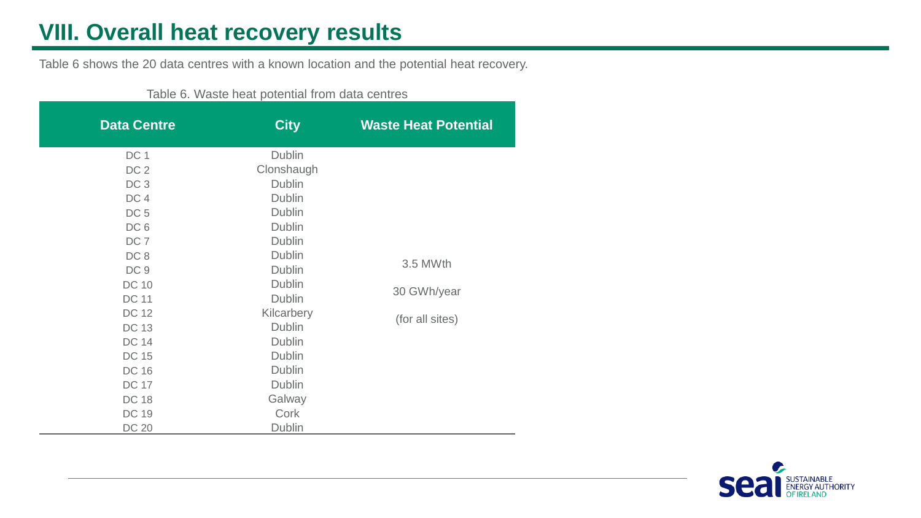# VIII. Overall heat recovery results

Table 6 shows the 20 data centres with a known location and the potential heat recovery.

Table 6. Waste heat potential from data centres

| Data Centre | City | Waste Heat Potential |
|---|---|---|
| DC 1 | Dublin | 3.5 MWth<br>30 GWh/year<br>(for all sites) |
| DC 2 | Clonshaugh | |
| DC 3 | Dublin | |
| DC 4 | Dublin | |
| DC 5 | Dublin | |
| DC 6 | Dublin | |
| DC 7 | Dublin | |
| DC 8 | Dublin | |
| DC 9 | Dublin | |
| DC 10 | Dublin | |
| DC 11 | Dublin | |
| DC 12 | Kilcarbery | |
| DC 13 | Dublin | |
| DC 14 | Dublin | |
| DC 15 | Dublin | |
| DC 16 | Dublin | |
| DC 17 | Dublin | |
| DC 18 | Galway | |
| DC 19 | Cork | |
| DC 20 | Dublin | |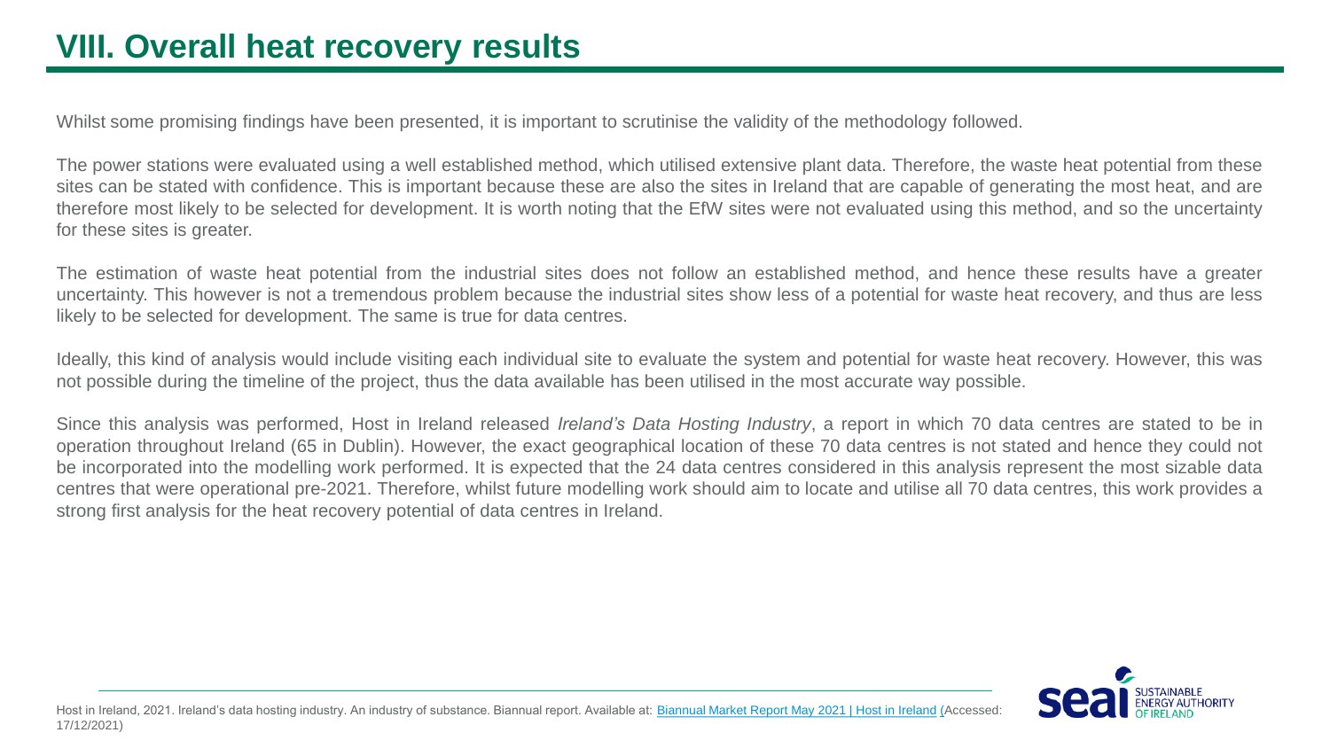# VIII. Overall heat recovery results

Whilst some promising findings have been presented, it is important to scrutinise the validity of the methodology followed.

The power stations were evaluated using a well established method, which utilised extensive plant data. Therefore, the waste heat potential from these sites can be stated with confidence. This is important because these are also the sites in Ireland that are capable of generating the most heat, and are therefore most likely to be selected for development. It is worth noting that the EfW sites were not evaluated using this method, and so the uncertainty for these sites is greater.

The estimation of waste heat potential from the industrial sites does not follow an established method, and hence these results have a greater uncertainty. This however is not a tremendous problem because the industrial sites show less of a potential for waste heat recovery, and thus are less likely to be selected for development. The same is true for data centres.

Ideally, this kind of analysis would include visiting each individual site to evaluate the system and potential for waste heat recovery. However, this was not possible during the timeline of the project, thus the data available has been utilised in the most accurate way possible.

Since this analysis was performed, Host in Ireland released *Ireland's Data Hosting Industry*, a report in which 70 data centres are stated to be in operation throughout Ireland (65 in Dublin). However, the exact geographical location of these 70 data centres is not stated and hence they could not be incorporated into the modelling work performed. It is expected that the 24 data centres considered in this analysis represent the most sizable data centres that were operational pre-2021. Therefore, whilst future modelling work should aim to locate and utilise all 70 data centres, this work provides a strong first analysis for the heat recovery potential of data centres in Ireland.

---

Host in Ireland, 2021. Ireland's data hosting industry. An industry of substance. Biannual report. Available at: [Biannual Market Report May 2021 | Host in Ireland](Biannual Market Report May 2021 | Host in Ireland) (Accessed: 17/12/2021)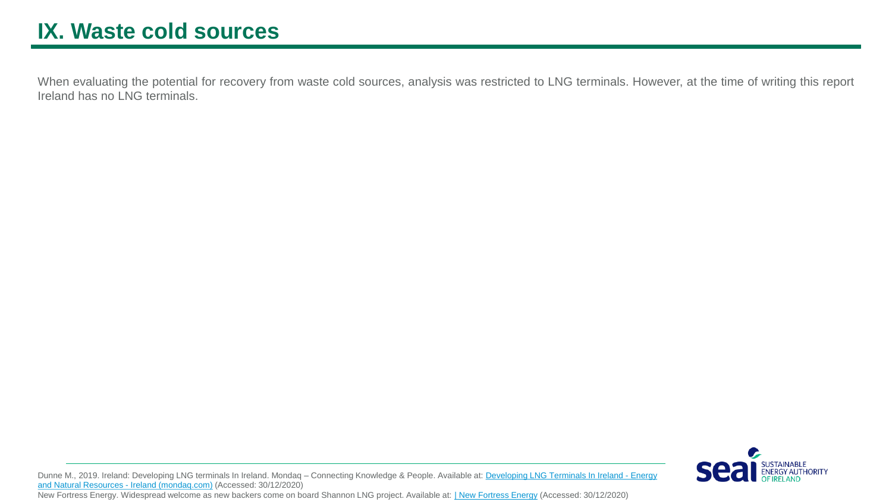# IX. Waste cold sources

When evaluating the potential for recovery from waste cold sources, analysis was restricted to LNG terminals. However, at the time of writing this report Ireland has no LNG terminals.

Dunne M., 2019. Ireland: Developing LNG terminals In Ireland. Mondaq – Connecting Knowledge & People. Available at: Developing LNG Terminals In Ireland - Energy and Natural Resources - Ireland (mondaq.com) (Accessed: 30/12/2020)

New Fortress Energy. Widespread welcome as new backers come on board Shannon LNG project. Available at: | New Fortress Energy (Accessed: 30/12/2020)